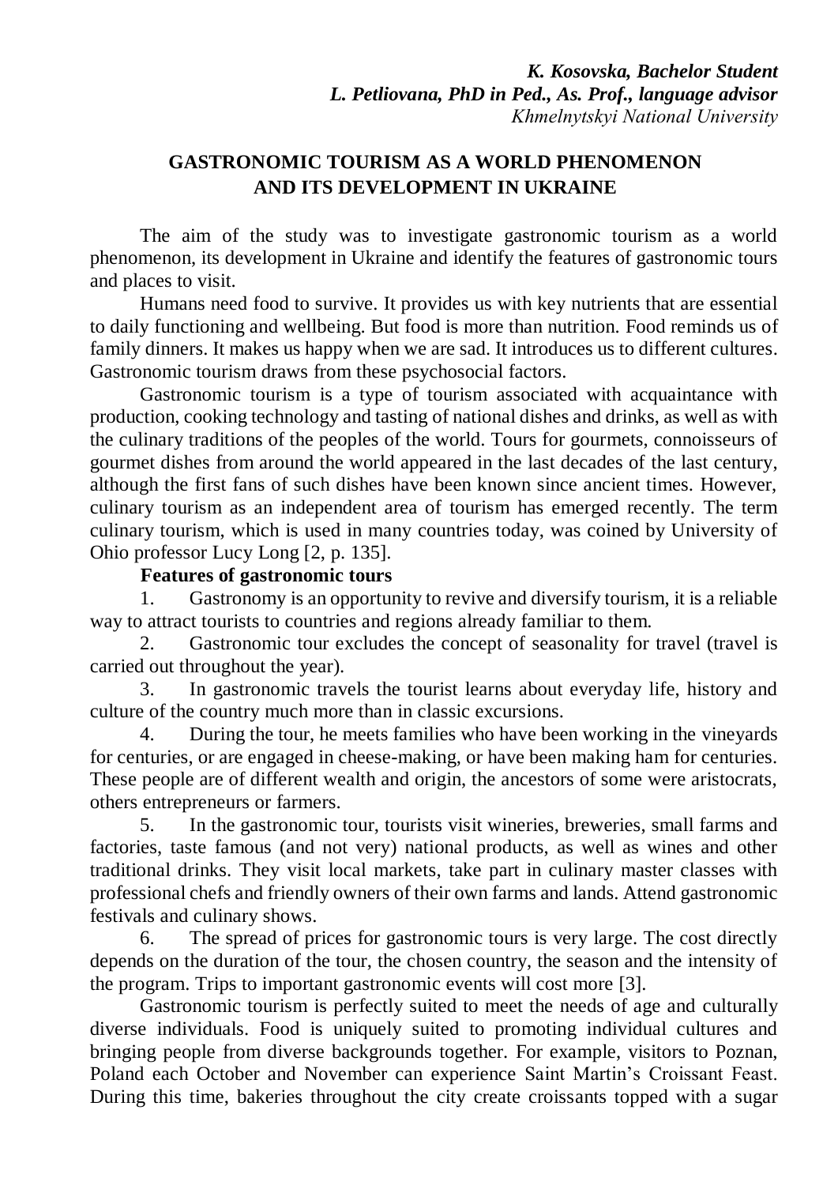***K. Kosovska, Bachelor Student***
***L. Petliovana, PhD in Ped., As. Prof., language advisor***
*Khmelnytskyi National University*

# GASTRONOMIC TOURISM AS A WORLD PHENOMENON AND ITS DEVELOPMENT IN UKRAINE

The aim of the study was to investigate gastronomic tourism as a world phenomenon, its development in Ukraine and identify the features of gastronomic tours and places to visit.

Humans need food to survive. It provides us with key nutrients that are essential to daily functioning and wellbeing. But food is more than nutrition. Food reminds us of family dinners. It makes us happy when we are sad. It introduces us to different cultures. Gastronomic tourism draws from these psychosocial factors.

Gastronomic tourism is a type of tourism associated with acquaintance with production, cooking technology and tasting of national dishes and drinks, as well as with the culinary traditions of the peoples of the world. Tours for gourmets, connoisseurs of gourmet dishes from around the world appeared in the last decades of the last century, although the first fans of such dishes have been known since ancient times. However, culinary tourism as an independent area of tourism has emerged recently. The term culinary tourism, which is used in many countries today, was coined by University of Ohio professor Lucy Long [2, p. 135].

**Features of gastronomic tours**

1. Gastronomy is an opportunity to revive and diversify tourism, it is a reliable way to attract tourists to countries and regions already familiar to them.
2. Gastronomic tour excludes the concept of seasonality for travel (travel is carried out throughout the year).
3. In gastronomic travels the tourist learns about everyday life, history and culture of the country much more than in classic excursions.
4. During the tour, he meets families who have been working in the vineyards for centuries, or are engaged in cheese-making, or have been making ham for centuries. These people are of different wealth and origin, the ancestors of some were aristocrats, others entrepreneurs or farmers.
5. In the gastronomic tour, tourists visit wineries, breweries, small farms and factories, taste famous (and not very) national products, as well as wines and other traditional drinks. They visit local markets, take part in culinary master classes with professional chefs and friendly owners of their own farms and lands. Attend gastronomic festivals and culinary shows.
6. The spread of prices for gastronomic tours is very large. The cost directly depends on the duration of the tour, the chosen country, the season and the intensity of the program. Trips to important gastronomic events will cost more [3].

Gastronomic tourism is perfectly suited to meet the needs of age and culturally diverse individuals. Food is uniquely suited to promoting individual cultures and bringing people from diverse backgrounds together. For example, visitors to Poznan, Poland each October and November can experience Saint Martin's Croissant Feast. During this time, bakeries throughout the city create croissants topped with a sugar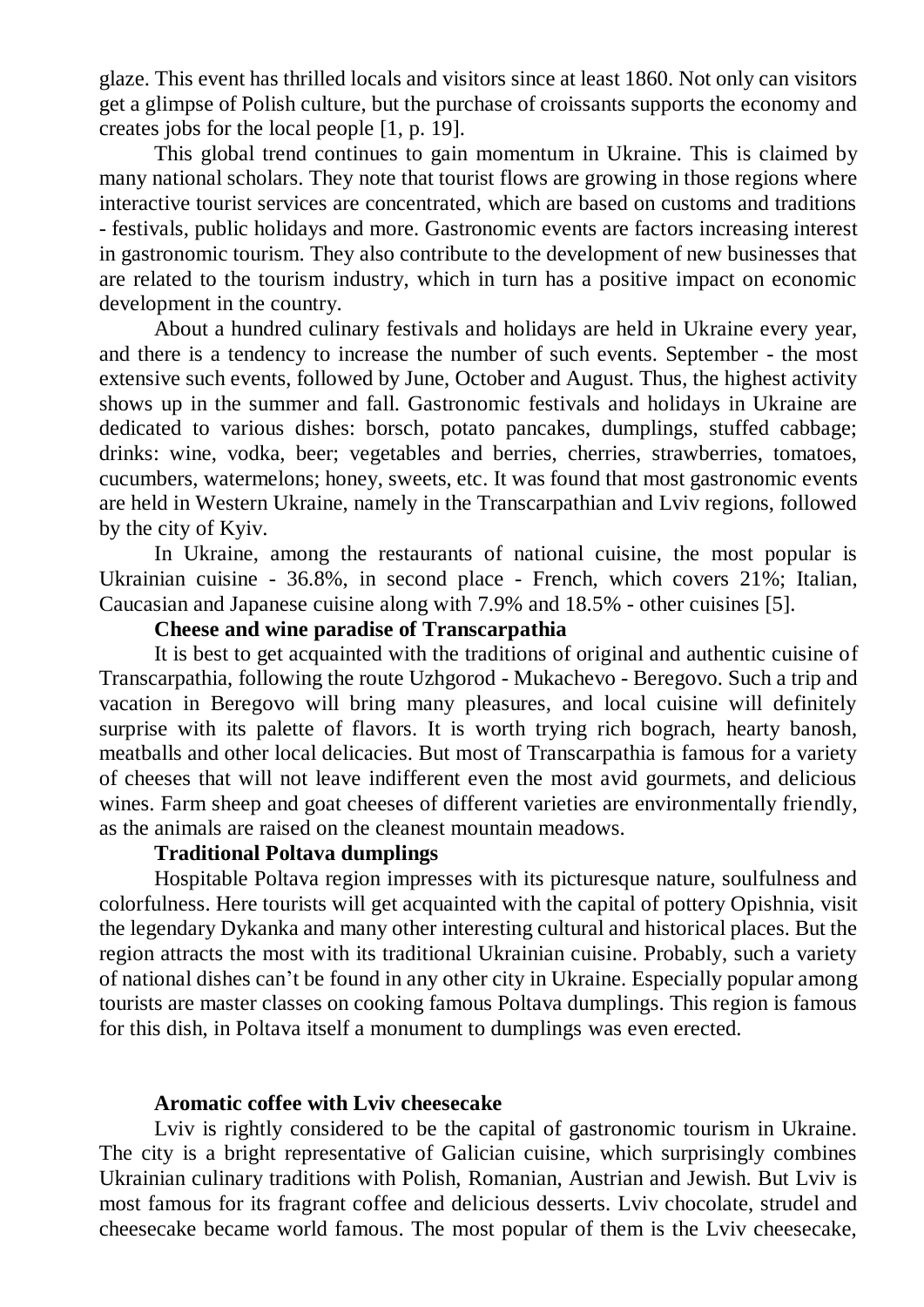glaze. This event has thrilled locals and visitors since at least 1860. Not only can visitors get a glimpse of Polish culture, but the purchase of croissants supports the economy and creates jobs for the local people [1, p. 19].

This global trend continues to gain momentum in Ukraine. This is claimed by many national scholars. They note that tourist flows are growing in those regions where interactive tourist services are concentrated, which are based on customs and traditions - festivals, public holidays and more. Gastronomic events are factors increasing interest in gastronomic tourism. They also contribute to the development of new businesses that are related to the tourism industry, which in turn has a positive impact on economic development in the country.

About a hundred culinary festivals and holidays are held in Ukraine every year, and there is a tendency to increase the number of such events. September - the most extensive such events, followed by June, October and August. Thus, the highest activity shows up in the summer and fall. Gastronomic festivals and holidays in Ukraine are dedicated to various dishes: borsch, potato pancakes, dumplings, stuffed cabbage; drinks: wine, vodka, beer; vegetables and berries, cherries, strawberries, tomatoes, cucumbers, watermelons; honey, sweets, etc. It was found that most gastronomic events are held in Western Ukraine, namely in the Transcarpathian and Lviv regions, followed by the city of Kyiv.

In Ukraine, among the restaurants of national cuisine, the most popular is Ukrainian cuisine - 36.8%, in second place - French, which covers 21%; Italian, Caucasian and Japanese cuisine along with 7.9% and 18.5% - other cuisines [5].

**Cheese and wine paradise of Transcarpathia**

It is best to get acquainted with the traditions of original and authentic cuisine of Transcarpathia, following the route Uzhgorod - Mukachevo - Beregovo. Such a trip and vacation in Beregovo will bring many pleasures, and local cuisine will definitely surprise with its palette of flavors. It is worth trying rich bograch, hearty banosh, meatballs and other local delicacies. But most of Transcarpathia is famous for a variety of cheeses that will not leave indifferent even the most avid gourmets, and delicious wines. Farm sheep and goat cheeses of different varieties are environmentally friendly, as the animals are raised on the cleanest mountain meadows.

**Traditional Poltava dumplings**

Hospitable Poltava region impresses with its picturesque nature, soulfulness and colorfulness. Here tourists will get acquainted with the capital of pottery Opishnia, visit the legendary Dykanka and many other interesting cultural and historical places. But the region attracts the most with its traditional Ukrainian cuisine. Probably, such a variety of national dishes can't be found in any other city in Ukraine. Especially popular among tourists are master classes on cooking famous Poltava dumplings. This region is famous for this dish, in Poltava itself a monument to dumplings was even erected.

**Aromatic coffee with Lviv cheesecake**

Lviv is rightly considered to be the capital of gastronomic tourism in Ukraine. The city is a bright representative of Galician cuisine, which surprisingly combines Ukrainian culinary traditions with Polish, Romanian, Austrian and Jewish. But Lviv is most famous for its fragrant coffee and delicious desserts. Lviv chocolate, strudel and cheesecake became world famous. The most popular of them is the Lviv cheesecake,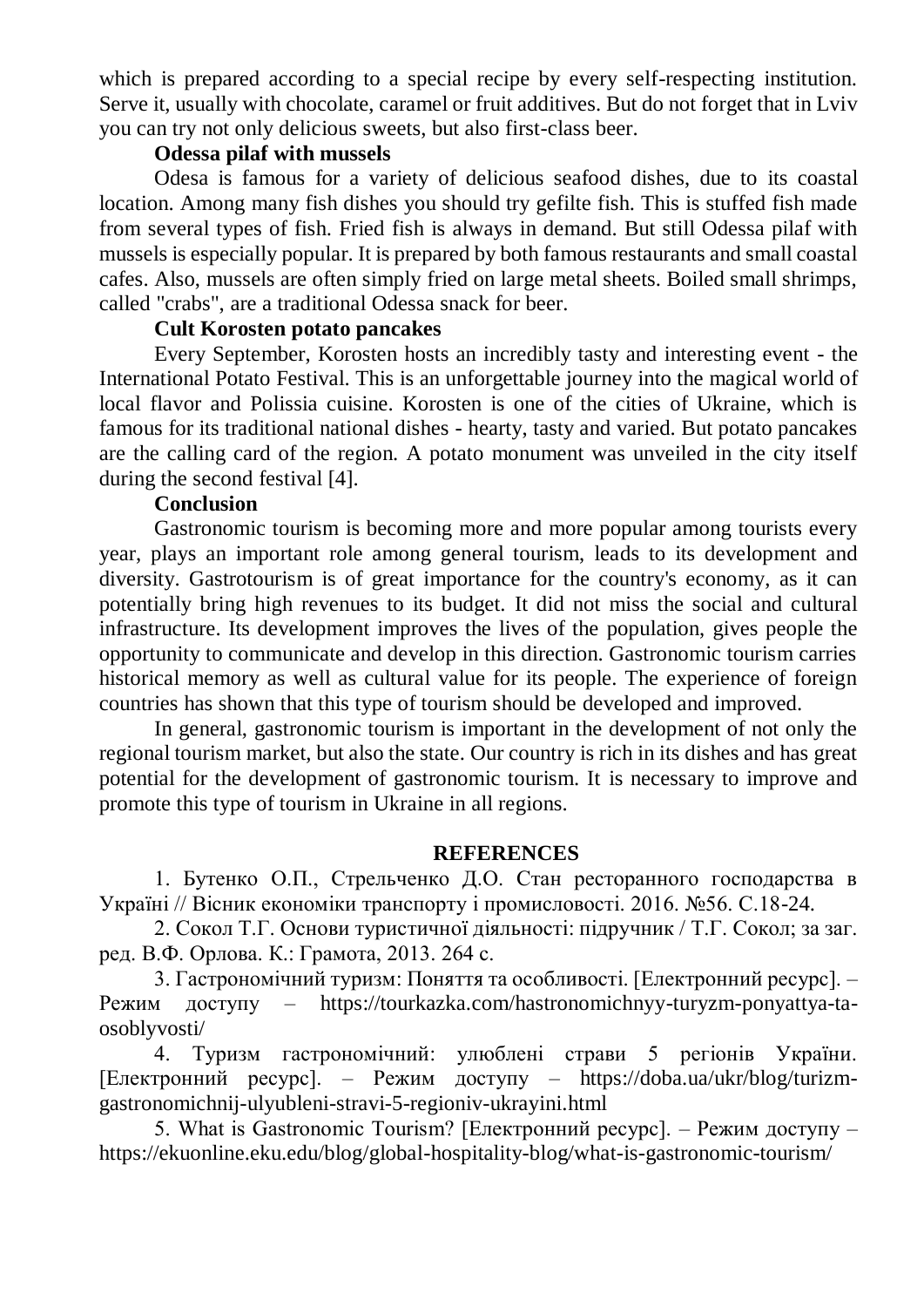which is prepared according to a special recipe by every self-respecting institution. Serve it, usually with chocolate, caramel or fruit additives. But do not forget that in Lviv you can try not only delicious sweets, but also first-class beer.

**Odessa pilaf with mussels**

Odesa is famous for a variety of delicious seafood dishes, due to its coastal location. Among many fish dishes you should try gefilte fish. This is stuffed fish made from several types of fish. Fried fish is always in demand. But still Odessa pilaf with mussels is especially popular. It is prepared by both famous restaurants and small coastal cafes. Also, mussels are often simply fried on large metal sheets. Boiled small shrimps, called "crabs", are a traditional Odessa snack for beer.

**Cult Korosten potato pancakes**

Every September, Korosten hosts an incredibly tasty and interesting event - the International Potato Festival. This is an unforgettable journey into the magical world of local flavor and Polissia cuisine. Korosten is one of the cities of Ukraine, which is famous for its traditional national dishes - hearty, tasty and varied. But potato pancakes are the calling card of the region. A potato monument was unveiled in the city itself during the second festival [4].

**Conclusion**

Gastronomic tourism is becoming more and more popular among tourists every year, plays an important role among general tourism, leads to its development and diversity. Gastrotourism is of great importance for the country's economy, as it can potentially bring high revenues to its budget. It did not miss the social and cultural infrastructure. Its development improves the lives of the population, gives people the opportunity to communicate and develop in this direction. Gastronomic tourism carries historical memory as well as cultural value for its people. The experience of foreign countries has shown that this type of tourism should be developed and improved.

In general, gastronomic tourism is important in the development of not only the regional tourism market, but also the state. Our country is rich in its dishes and has great potential for the development of gastronomic tourism. It is necessary to improve and promote this type of tourism in Ukraine in all regions.

## REFERENCES

1. Бутенко О.П., Стрельченко Д.О. Стан ресторанного господарства в Україні // Вісник економіки транспорту і промисловості. 2016. №56. С.18-24.
2. Сокол Т.Г. Основи туристичної діяльності: підручник / Т.Г. Сокол; за заг. ред. В.Ф. Орлова. К.: Грамота, 2013. 264 с.
3. Гастрономічний туризм: Поняття та особливості. [Електронний ресурс]. – Режим доступу – https://tourkazka.com/hastronomichnyy-turyzm-ponyattya-ta-osoblyvosti/
4. Туризм гастрономічний: улюблені страви 5 регіонів України. [Електронний ресурс]. – Режим доступу – https://doba.ua/ukr/blog/turizm-gastronomichnij-ulyubleni-stravi-5-regioniv-ukrayini.html
5. What is Gastronomic Tourism? [Електронний ресурс]. – Режим доступу – https://ekuonline.eku.edu/blog/global-hospitality-blog/what-is-gastronomic-tourism/